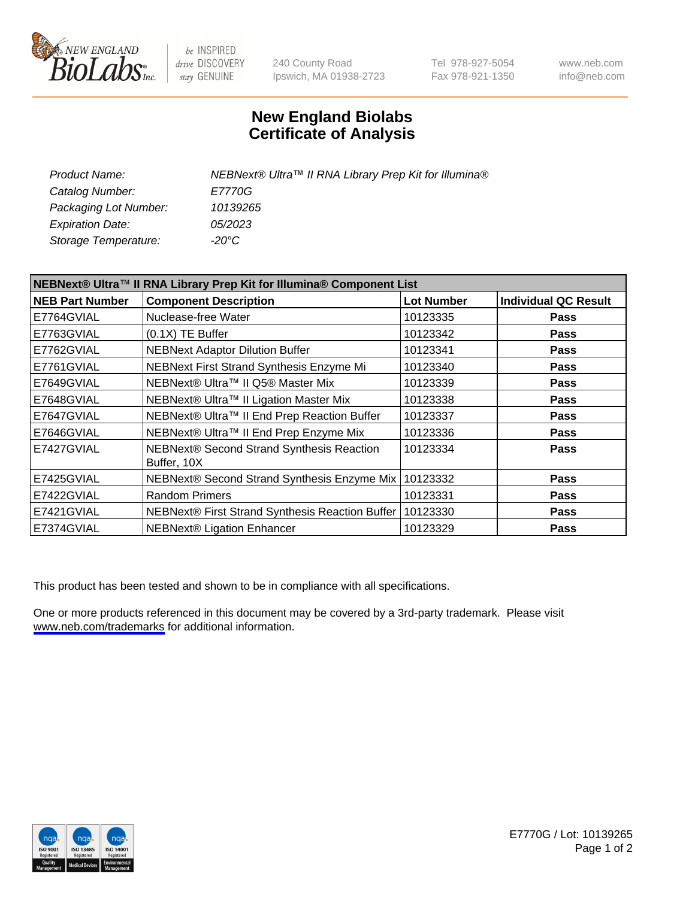NEW ENGLAND BioLabs Inc. — be INSPIRED drive DISCOVERY stay GENUINE

240 County Road
Ipswich, MA 01938-2723

Tel 978-927-5054
Fax 978-921-1350

www.neb.com
info@neb.com

# New England Biolabs
# Certificate of Analysis

| | |
|---|---|
| *Product Name:* | *NEBNext® Ultra™ II RNA Library Prep Kit for Illumina®* |
| *Catalog Number:* | *E7770G* |
| *Packaging Lot Number:* | *10139265* |
| *Expiration Date:* | *05/2023* |
| *Storage Temperature:* | *-20°C* |

| **NEBNext® Ultra™ II RNA Library Prep Kit for Illumina® Component List** | | | |
|---|---|---|---|
| **NEB Part Number** | **Component Description** | **Lot Number** | **Individual QC Result** |
| E7764GVIAL | Nuclease-free Water | 10123335 | **Pass** |
| E7763GVIAL | (0.1X) TE Buffer | 10123342 | **Pass** |
| E7762GVIAL | NEBNext Adaptor Dilution Buffer | 10123341 | **Pass** |
| E7761GVIAL | NEBNext First Strand Synthesis Enzyme Mi | 10123340 | **Pass** |
| E7649GVIAL | NEBNext® Ultra™ II Q5® Master Mix | 10123339 | **Pass** |
| E7648GVIAL | NEBNext® Ultra™ II Ligation Master Mix | 10123338 | **Pass** |
| E7647GVIAL | NEBNext® Ultra™ II End Prep Reaction Buffer | 10123337 | **Pass** |
| E7646GVIAL | NEBNext® Ultra™ II End Prep Enzyme Mix | 10123336 | **Pass** |
| E7427GVIAL | NEBNext® Second Strand Synthesis Reaction Buffer, 10X | 10123334 | **Pass** |
| E7425GVIAL | NEBNext® Second Strand Synthesis Enzyme Mix | 10123332 | **Pass** |
| E7422GVIAL | Random Primers | 10123331 | **Pass** |
| E7421GVIAL | NEBNext® First Strand Synthesis Reaction Buffer | 10123330 | **Pass** |
| E7374GVIAL | NEBNext® Ligation Enhancer | 10123329 | **Pass** |

This product has been tested and shown to be in compliance with all specifications.

One or more products referenced in this document may be covered by a 3rd-party trademark. Please visit www.neb.com/trademarks for additional information.

E7770G / Lot: 10139265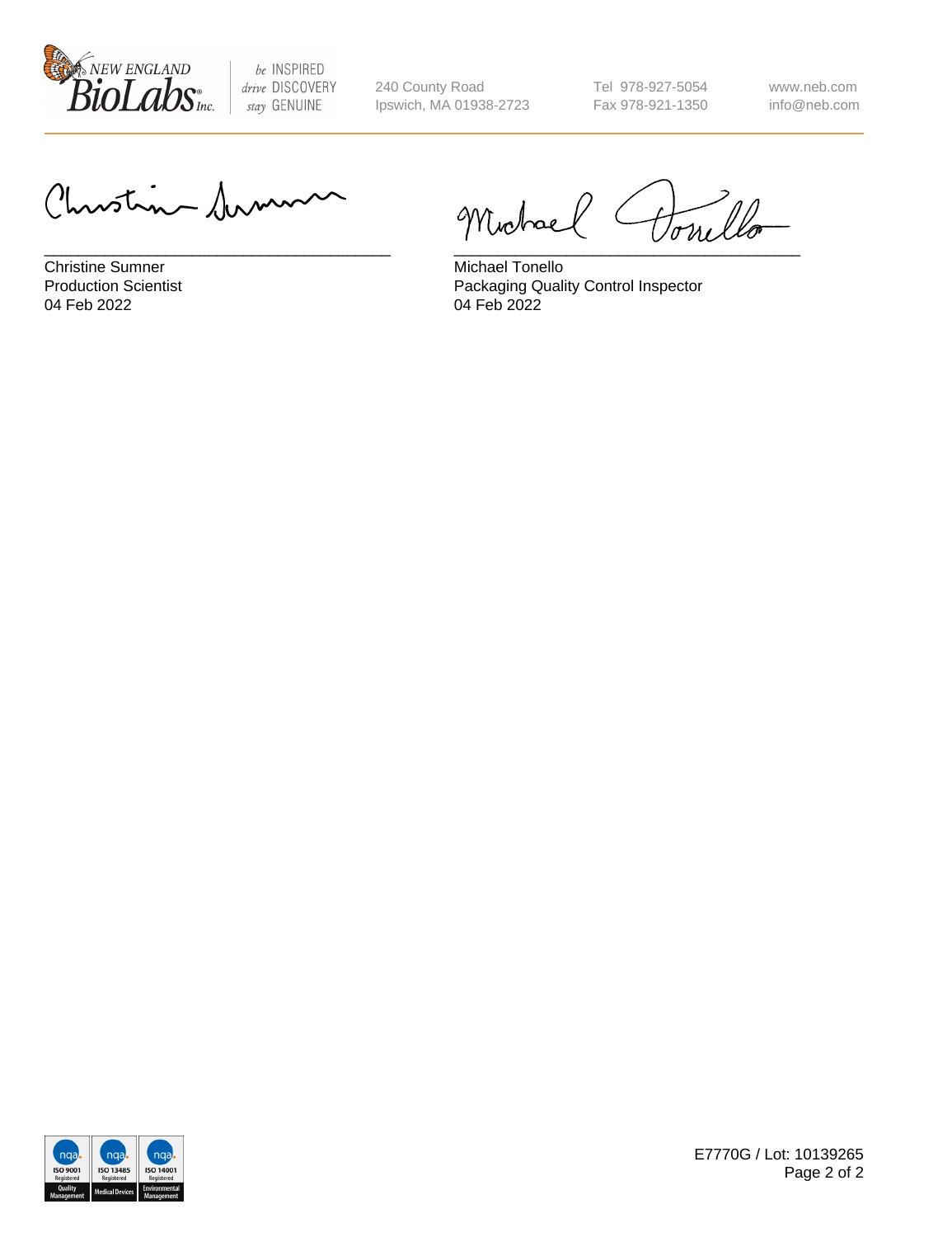Christine Sumner
Production Scientist
04 Feb 2022

Michael Tonello
Packaging Quality Control Inspector
04 Feb 2022

E7770G / Lot: 10139265